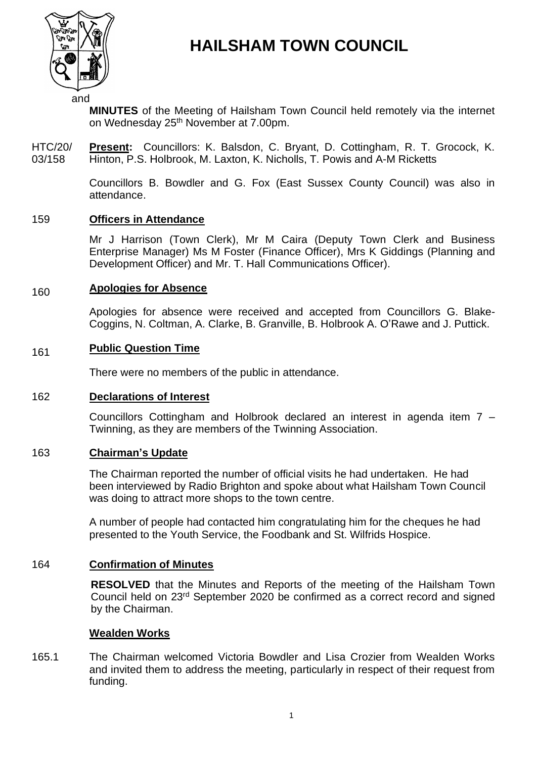# HAILSHAM TOWN COUNCIL

and

**MINUTES** of the Meeting of Hailsham Town Council held remotely via the internet on Wednesday 25th November at 7.00pm.

HTC/20/03/158 **Present:** Councillors: K. Balsdon, C. Bryant, D. Cottingham, R. T. Grocock, K. Hinton, P.S. Holbrook, M. Laxton, K. Nicholls, T. Powis and A-M Ricketts

Councillors B. Bowdler and G. Fox (East Sussex County Council) was also in attendance.

159 **Officers in Attendance**

Mr J Harrison (Town Clerk), Mr M Caira (Deputy Town Clerk and Business Enterprise Manager) Ms M Foster (Finance Officer), Mrs K Giddings (Planning and Development Officer) and Mr. T. Hall Communications Officer).

160 **Apologies for Absence**

Apologies for absence were received and accepted from Councillors G. Blake-Coggins, N. Coltman, A. Clarke, B. Granville, B. Holbrook A. O'Rawe and J. Puttick.

161 **Public Question Time**

There were no members of the public in attendance.

162 **Declarations of Interest**

Councillors Cottingham and Holbrook declared an interest in agenda item 7 – Twinning, as they are members of the Twinning Association.

163 **Chairman's Update**

The Chairman reported the number of official visits he had undertaken. He had been interviewed by Radio Brighton and spoke about what Hailsham Town Council was doing to attract more shops to the town centre.

A number of people had contacted him congratulating him for the cheques he had presented to the Youth Service, the Foodbank and St. Wilfrids Hospice.

164 **Confirmation of Minutes**

**RESOLVED** that the Minutes and Reports of the meeting of the Hailsham Town Council held on 23rd September 2020 be confirmed as a correct record and signed by the Chairman.

**Wealden Works**

165.1 The Chairman welcomed Victoria Bowdler and Lisa Crozier from Wealden Works and invited them to address the meeting, particularly in respect of their request from funding.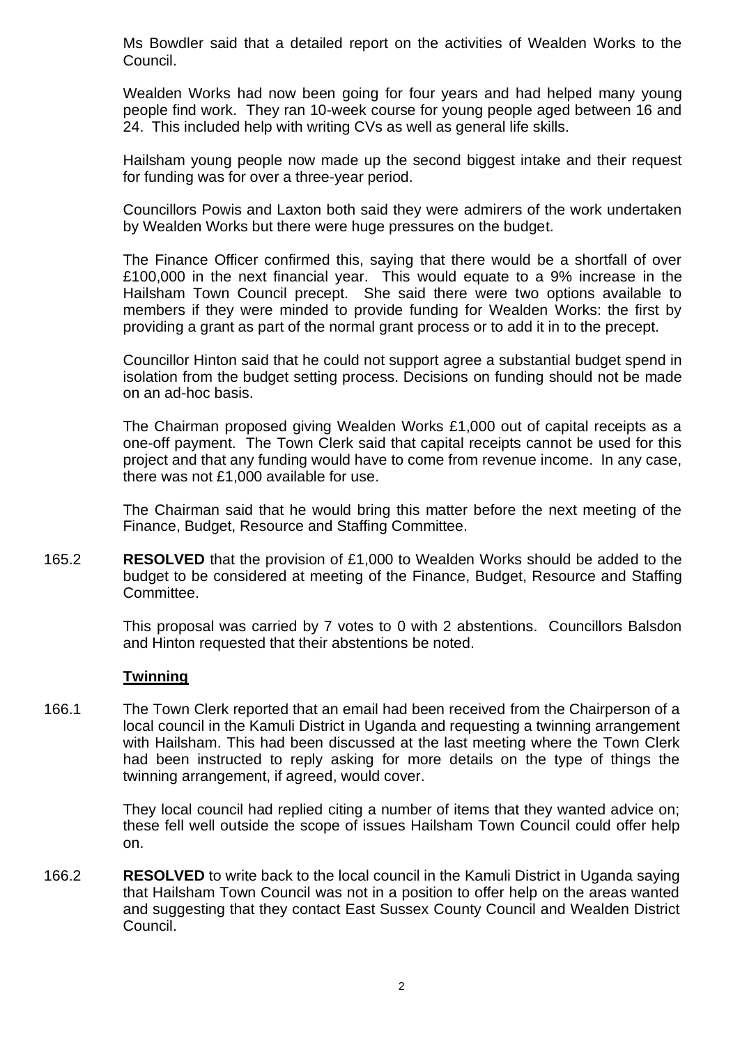Ms Bowdler said that a detailed report on the activities of Wealden Works to the Council.

Wealden Works had now been going for four years and had helped many young people find work. They ran 10-week course for young people aged between 16 and 24. This included help with writing CVs as well as general life skills.

Hailsham young people now made up the second biggest intake and their request for funding was for over a three-year period.

Councillors Powis and Laxton both said they were admirers of the work undertaken by Wealden Works but there were huge pressures on the budget.

The Finance Officer confirmed this, saying that there would be a shortfall of over £100,000 in the next financial year. This would equate to a 9% increase in the Hailsham Town Council precept. She said there were two options available to members if they were minded to provide funding for Wealden Works: the first by providing a grant as part of the normal grant process or to add it in to the precept.

Councillor Hinton said that he could not support agree a substantial budget spend in isolation from the budget setting process. Decisions on funding should not be made on an ad-hoc basis.

The Chairman proposed giving Wealden Works £1,000 out of capital receipts as a one-off payment. The Town Clerk said that capital receipts cannot be used for this project and that any funding would have to come from revenue income. In any case, there was not £1,000 available for use.

The Chairman said that he would bring this matter before the next meeting of the Finance, Budget, Resource and Staffing Committee.

165.2 **RESOLVED** that the provision of £1,000 to Wealden Works should be added to the budget to be considered at meeting of the Finance, Budget, Resource and Staffing Committee.

This proposal was carried by 7 votes to 0 with 2 abstentions. Councillors Balsdon and Hinton requested that their abstentions be noted.

**Twinning**

166.1 The Town Clerk reported that an email had been received from the Chairperson of a local council in the Kamuli District in Uganda and requesting a twinning arrangement with Hailsham. This had been discussed at the last meeting where the Town Clerk had been instructed to reply asking for more details on the type of things the twinning arrangement, if agreed, would cover.

They local council had replied citing a number of items that they wanted advice on; these fell well outside the scope of issues Hailsham Town Council could offer help on.

166.2 **RESOLVED** to write back to the local council in the Kamuli District in Uganda saying that Hailsham Town Council was not in a position to offer help on the areas wanted and suggesting that they contact East Sussex County Council and Wealden District Council.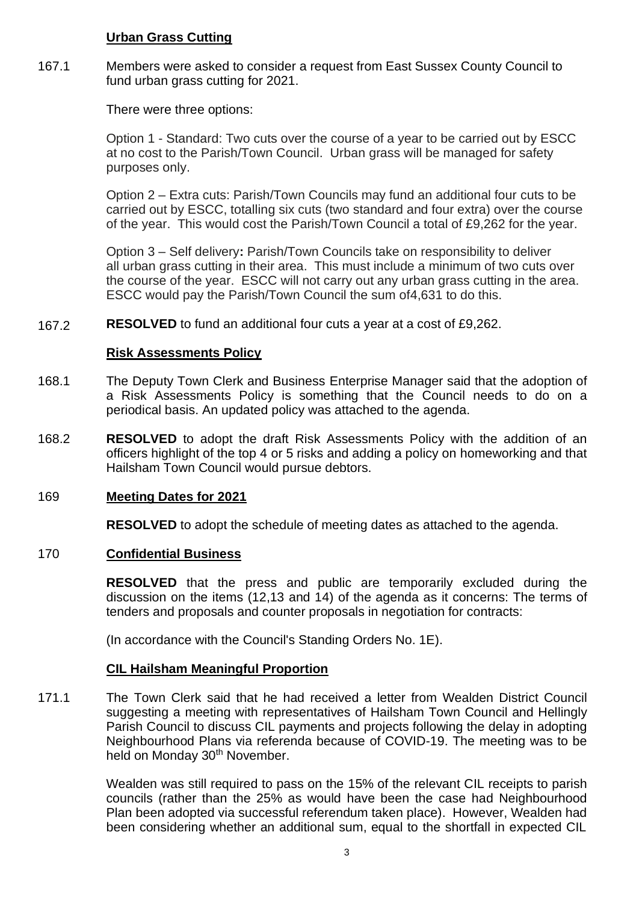**Urban Grass Cutting**

167.1 Members were asked to consider a request from East Sussex County Council to fund urban grass cutting for 2021.

There were three options:

Option 1 - Standard: Two cuts over the course of a year to be carried out by ESCC at no cost to the Parish/Town Council. Urban grass will be managed for safety purposes only.

Option 2 – Extra cuts: Parish/Town Councils may fund an additional four cuts to be carried out by ESCC, totalling six cuts (two standard and four extra) over the course of the year. This would cost the Parish/Town Council a total of £9,262 for the year.

Option 3 – Self delivery**:** Parish/Town Councils take on responsibility to deliver all urban grass cutting in their area. This must include a minimum of two cuts over the course of the year. ESCC will not carry out any urban grass cutting in the area. ESCC would pay the Parish/Town Council the sum of4,631 to do this.

167.2 **RESOLVED** to fund an additional four cuts a year at a cost of £9,262.

**Risk Assessments Policy**

168.1 The Deputy Town Clerk and Business Enterprise Manager said that the adoption of a Risk Assessments Policy is something that the Council needs to do on a periodical basis. An updated policy was attached to the agenda.

168.2 **RESOLVED** to adopt the draft Risk Assessments Policy with the addition of an officers highlight of the top 4 or 5 risks and adding a policy on homeworking and that Hailsham Town Council would pursue debtors.

169 **Meeting Dates for 2021**

**RESOLVED** to adopt the schedule of meeting dates as attached to the agenda.

170 **Confidential Business**

**RESOLVED** that the press and public are temporarily excluded during the discussion on the items (12,13 and 14) of the agenda as it concerns: The terms of tenders and proposals and counter proposals in negotiation for contracts:

(In accordance with the Council's Standing Orders No. 1E).

**CIL Hailsham Meaningful Proportion**

171.1 The Town Clerk said that he had received a letter from Wealden District Council suggesting a meeting with representatives of Hailsham Town Council and Hellingly Parish Council to discuss CIL payments and projects following the delay in adopting Neighbourhood Plans via referenda because of COVID-19. The meeting was to be held on Monday 30th November.

Wealden was still required to pass on the 15% of the relevant CIL receipts to parish councils (rather than the 25% as would have been the case had Neighbourhood Plan been adopted via successful referendum taken place). However, Wealden had been considering whether an additional sum, equal to the shortfall in expected CIL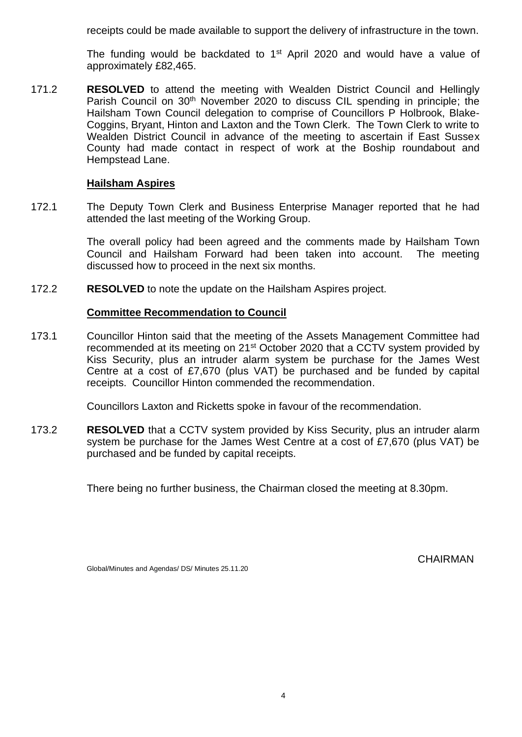receipts could be made available to support the delivery of infrastructure in the town.

The funding would be backdated to 1st April 2020 and would have a value of approximately £82,465.

171.2 **RESOLVED** to attend the meeting with Wealden District Council and Hellingly Parish Council on 30th November 2020 to discuss CIL spending in principle; the Hailsham Town Council delegation to comprise of Councillors P Holbrook, Blake-Coggins, Bryant, Hinton and Laxton and the Town Clerk. The Town Clerk to write to Wealden District Council in advance of the meeting to ascertain if East Sussex County had made contact in respect of work at the Boship roundabout and Hempstead Lane.

**Hailsham Aspires**

172.1 The Deputy Town Clerk and Business Enterprise Manager reported that he had attended the last meeting of the Working Group.

The overall policy had been agreed and the comments made by Hailsham Town Council and Hailsham Forward had been taken into account. The meeting discussed how to proceed in the next six months.

172.2 **RESOLVED** to note the update on the Hailsham Aspires project.

**Committee Recommendation to Council**

173.1 Councillor Hinton said that the meeting of the Assets Management Committee had recommended at its meeting on 21st October 2020 that a CCTV system provided by Kiss Security, plus an intruder alarm system be purchase for the James West Centre at a cost of £7,670 (plus VAT) be purchased and be funded by capital receipts. Councillor Hinton commended the recommendation.

Councillors Laxton and Ricketts spoke in favour of the recommendation.

173.2 **RESOLVED** that a CCTV system provided by Kiss Security, plus an intruder alarm system be purchase for the James West Centre at a cost of £7,670 (plus VAT) be purchased and be funded by capital receipts.

There being no further business, the Chairman closed the meeting at 8.30pm.

CHAIRMAN

Global/Minutes and Agendas/ DS/ Minutes 25.11.20